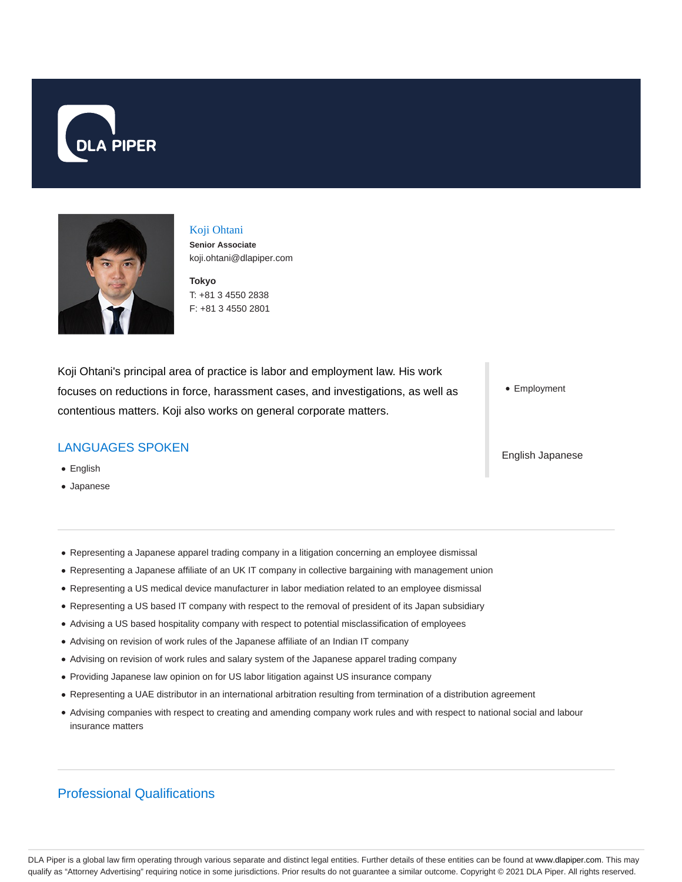# Koji Ohtani

**Senior Associate**

koji.ohtani@dlapiper.com

**Tokyo**

T: +81 3 4550 2838

F: +81 3 4550 2801

Koji Ohtani's principal area of practice is labor and employment law. His work focuses on reductions in force, harassment cases, and investigations, as well as contentious matters. Koji also works on general corporate matters.

- Employment

English Japanese

## LANGUAGES SPOKEN

- English
- Japanese

---

- Representing a Japanese apparel trading company in a litigation concerning an employee dismissal
- Representing a Japanese affiliate of an UK IT company in collective bargaining with management union
- Representing a US medical device manufacturer in labor mediation related to an employee dismissal
- Representing a US based IT company with respect to the removal of president of its Japan subsidiary
- Advising a US based hospitality company with respect to potential misclassification of employees
- Advising on revision of work rules of the Japanese affiliate of an Indian IT company
- Advising on revision of work rules and salary system of the Japanese apparel trading company
- Providing Japanese law opinion on for US labor litigation against US insurance company
- Representing a UAE distributor in an international arbitration resulting from termination of a distribution agreement
- Advising companies with respect to creating and amending company work rules and with respect to national social and labour insurance matters

---

## Professional Qualifications

DLA Piper is a global law firm operating through various separate and distinct legal entities. Further details of these entities can be found at www.dlapiper.com. This may qualify as "Attorney Advertising" requiring notice in some jurisdictions. Prior results do not guarantee a similar outcome. Copyright © 2021 DLA Piper. All rights reserved.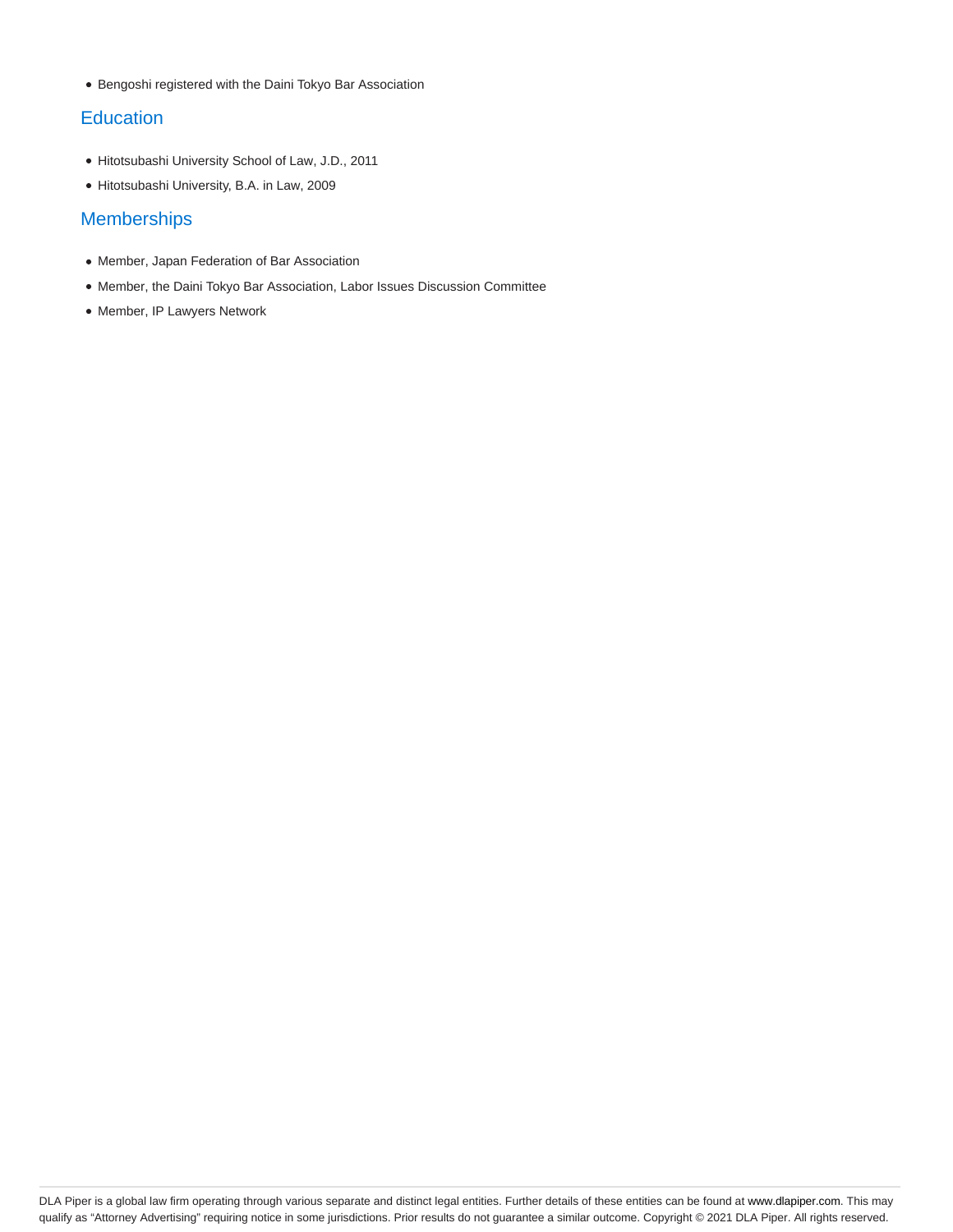- Bengoshi registered with the Daini Tokyo Bar Association

## Education

- Hitotsubashi University School of Law, J.D., 2011
- Hitotsubashi University, B.A. in Law, 2009

## Memberships

- Member, Japan Federation of Bar Association
- Member, the Daini Tokyo Bar Association, Labor Issues Discussion Committee
- Member, IP Lawyers Network

DLA Piper is a global law firm operating through various separate and distinct legal entities. Further details of these entities can be found at www.dlapiper.com. This may qualify as "Attorney Advertising" requiring notice in some jurisdictions. Prior results do not guarantee a similar outcome. Copyright © 2021 DLA Piper. All rights reserved.